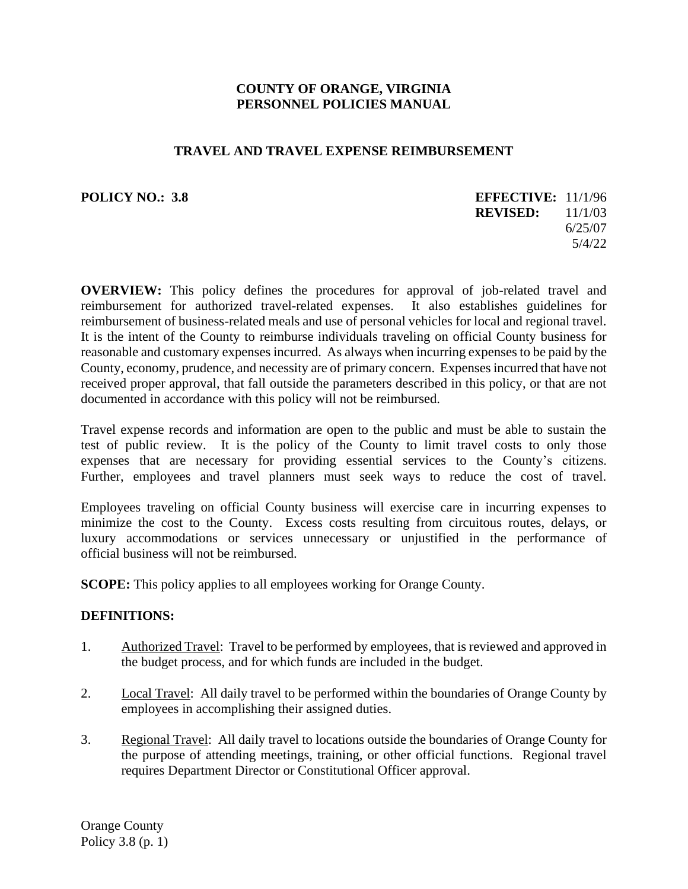**COUNTY OF ORANGE, VIRGINIA**
**PERSONNEL POLICIES MANUAL**

## TRAVEL AND TRAVEL EXPENSE REIMBURSEMENT

**POLICY NO.: 3.8**

**EFFECTIVE:** 11/1/96
**REVISED:** 11/1/03
6/25/07
5/4/22

**OVERVIEW:** This policy defines the procedures for approval of job-related travel and reimbursement for authorized travel-related expenses. It also establishes guidelines for reimbursement of business-related meals and use of personal vehicles for local and regional travel. It is the intent of the County to reimburse individuals traveling on official County business for reasonable and customary expenses incurred. As always when incurring expenses to be paid by the County, economy, prudence, and necessity are of primary concern. Expenses incurred that have not received proper approval, that fall outside the parameters described in this policy, or that are not documented in accordance with this policy will not be reimbursed.

Travel expense records and information are open to the public and must be able to sustain the test of public review. It is the policy of the County to limit travel costs to only those expenses that are necessary for providing essential services to the County's citizens. Further, employees and travel planners must seek ways to reduce the cost of travel.

Employees traveling on official County business will exercise care in incurring expenses to minimize the cost to the County. Excess costs resulting from circuitous routes, delays, or luxury accommodations or services unnecessary or unjustified in the performance of official business will not be reimbursed.

**SCOPE:** This policy applies to all employees working for Orange County.

**DEFINITIONS:**

1. Authorized Travel: Travel to be performed by employees, that is reviewed and approved in the budget process, and for which funds are included in the budget.

2. Local Travel: All daily travel to be performed within the boundaries of Orange County by employees in accomplishing their assigned duties.

3. Regional Travel: All daily travel to locations outside the boundaries of Orange County for the purpose of attending meetings, training, or other official functions. Regional travel requires Department Director or Constitutional Officer approval.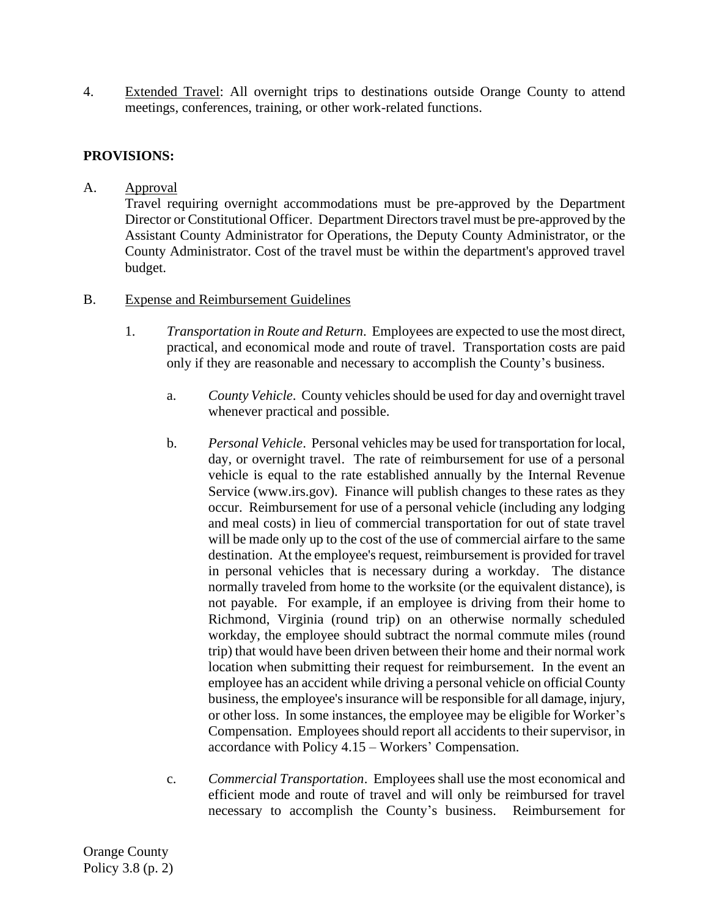4. <u>Extended Travel</u>: All overnight trips to destinations outside Orange County to attend meetings, conferences, training, or other work-related functions.

**PROVISIONS:**

A. <u>Approval</u>

Travel requiring overnight accommodations must be pre-approved by the Department Director or Constitutional Officer. Department Directors travel must be pre-approved by the Assistant County Administrator for Operations, the Deputy County Administrator, or the County Administrator. Cost of the travel must be within the department's approved travel budget.

B. <u>Expense and Reimbursement Guidelines</u>

1. *Transportation in Route and Return*. Employees are expected to use the most direct, practical, and economical mode and route of travel. Transportation costs are paid only if they are reasonable and necessary to accomplish the County's business.

   a. *County Vehicle*. County vehicles should be used for day and overnight travel whenever practical and possible.

   b. *Personal Vehicle*. Personal vehicles may be used for transportation for local, day, or overnight travel. The rate of reimbursement for use of a personal vehicle is equal to the rate established annually by the Internal Revenue Service (www.irs.gov). Finance will publish changes to these rates as they occur. Reimbursement for use of a personal vehicle (including any lodging and meal costs) in lieu of commercial transportation for out of state travel will be made only up to the cost of the use of commercial airfare to the same destination. At the employee's request, reimbursement is provided for travel in personal vehicles that is necessary during a workday. The distance normally traveled from home to the worksite (or the equivalent distance), is not payable. For example, if an employee is driving from their home to Richmond, Virginia (round trip) on an otherwise normally scheduled workday, the employee should subtract the normal commute miles (round trip) that would have been driven between their home and their normal work location when submitting their request for reimbursement. In the event an employee has an accident while driving a personal vehicle on official County business, the employee's insurance will be responsible for all damage, injury, or other loss. In some instances, the employee may be eligible for Worker's Compensation. Employees should report all accidents to their supervisor, in accordance with Policy 4.15 – Workers' Compensation.

   c. *Commercial Transportation*. Employees shall use the most economical and efficient mode and route of travel and will only be reimbursed for travel necessary to accomplish the County's business. Reimbursement for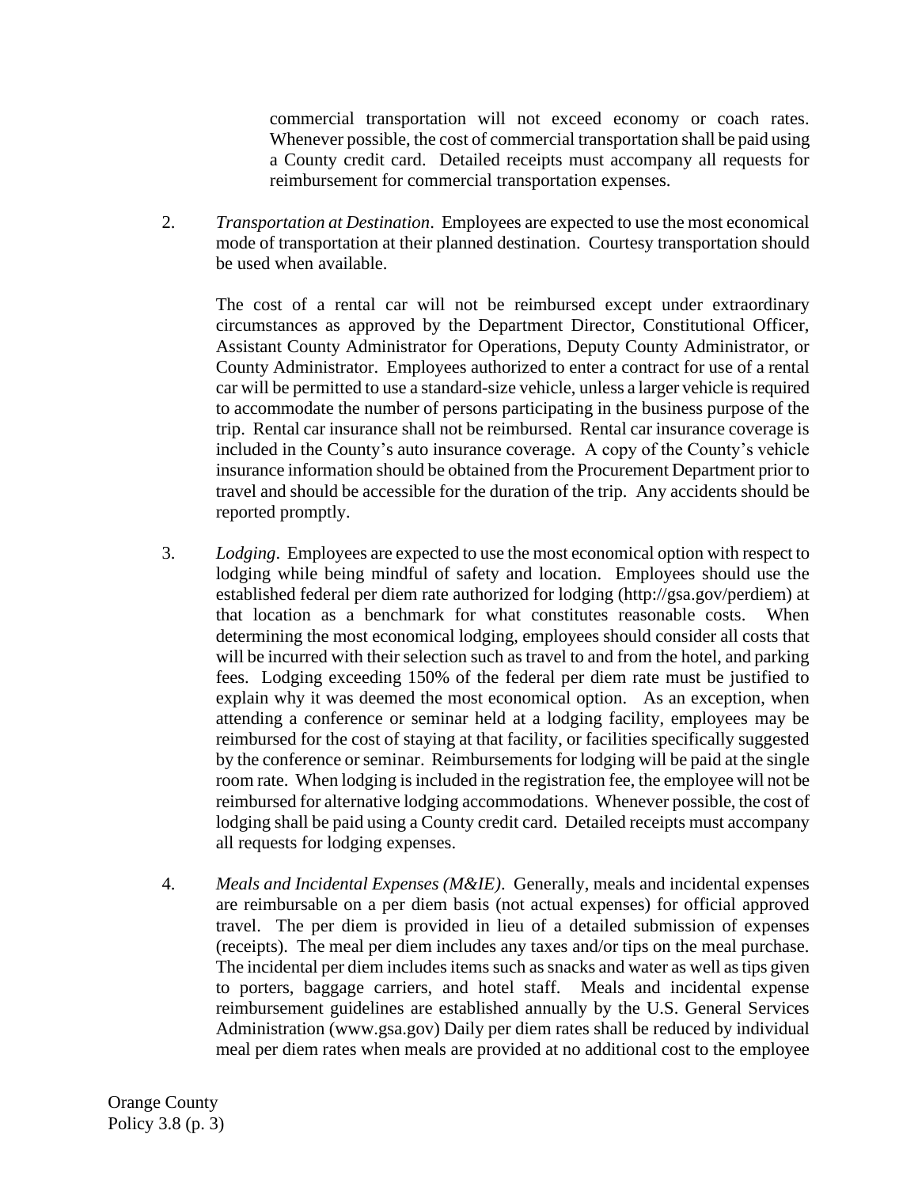commercial transportation will not exceed economy or coach rates. Whenever possible, the cost of commercial transportation shall be paid using a County credit card. Detailed receipts must accompany all requests for reimbursement for commercial transportation expenses.

2. *Transportation at Destination*. Employees are expected to use the most economical mode of transportation at their planned destination. Courtesy transportation should be used when available.

   The cost of a rental car will not be reimbursed except under extraordinary circumstances as approved by the Department Director, Constitutional Officer, Assistant County Administrator for Operations, Deputy County Administrator, or County Administrator. Employees authorized to enter a contract for use of a rental car will be permitted to use a standard-size vehicle, unless a larger vehicle is required to accommodate the number of persons participating in the business purpose of the trip. Rental car insurance shall not be reimbursed. Rental car insurance coverage is included in the County's auto insurance coverage. A copy of the County's vehicle insurance information should be obtained from the Procurement Department prior to travel and should be accessible for the duration of the trip. Any accidents should be reported promptly.

3. *Lodging*. Employees are expected to use the most economical option with respect to lodging while being mindful of safety and location. Employees should use the established federal per diem rate authorized for lodging (http://gsa.gov/perdiem) at that location as a benchmark for what constitutes reasonable costs. When determining the most economical lodging, employees should consider all costs that will be incurred with their selection such as travel to and from the hotel, and parking fees. Lodging exceeding 150% of the federal per diem rate must be justified to explain why it was deemed the most economical option. As an exception, when attending a conference or seminar held at a lodging facility, employees may be reimbursed for the cost of staying at that facility, or facilities specifically suggested by the conference or seminar. Reimbursements for lodging will be paid at the single room rate. When lodging is included in the registration fee, the employee will not be reimbursed for alternative lodging accommodations. Whenever possible, the cost of lodging shall be paid using a County credit card. Detailed receipts must accompany all requests for lodging expenses.

4. *Meals and Incidental Expenses (M&IE)*. Generally, meals and incidental expenses are reimbursable on a per diem basis (not actual expenses) for official approved travel. The per diem is provided in lieu of a detailed submission of expenses (receipts). The meal per diem includes any taxes and/or tips on the meal purchase. The incidental per diem includes items such as snacks and water as well as tips given to porters, baggage carriers, and hotel staff. Meals and incidental expense reimbursement guidelines are established annually by the U.S. General Services Administration (www.gsa.gov) Daily per diem rates shall be reduced by individual meal per diem rates when meals are provided at no additional cost to the employee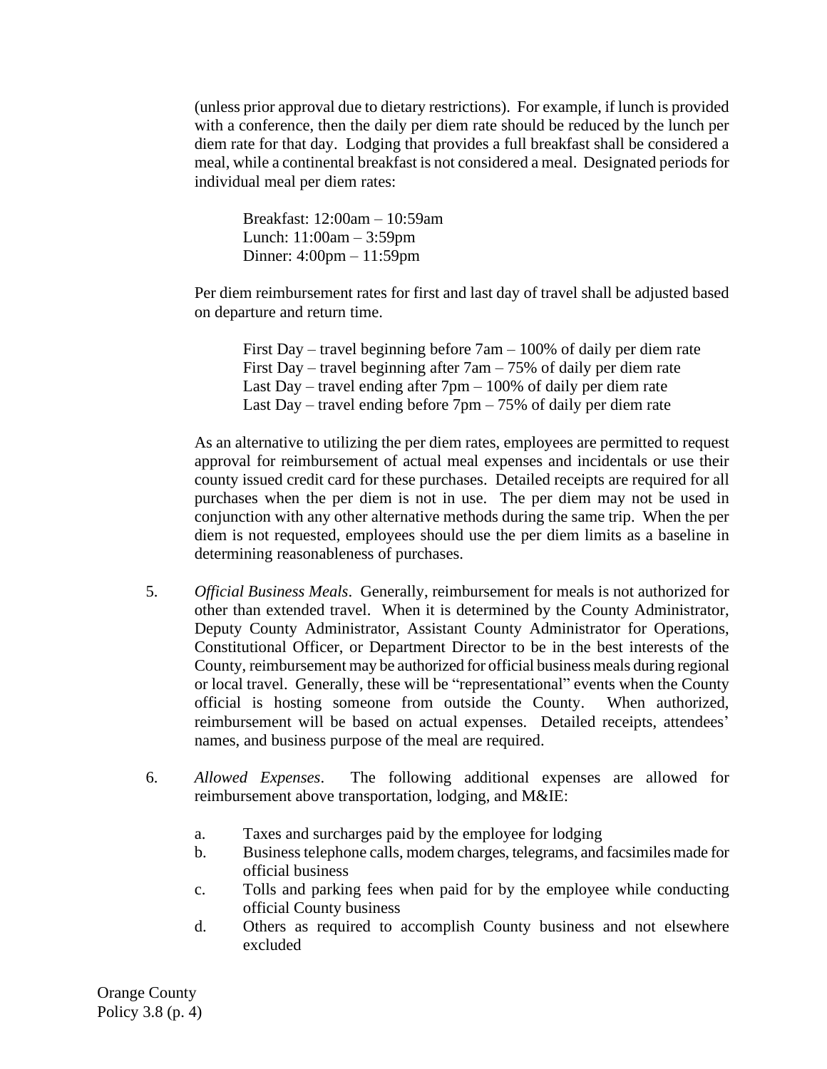(unless prior approval due to dietary restrictions). For example, if lunch is provided with a conference, then the daily per diem rate should be reduced by the lunch per diem rate for that day. Lodging that provides a full breakfast shall be considered a meal, while a continental breakfast is not considered a meal. Designated periods for individual meal per diem rates:

Breakfast: 12:00am – 10:59am
Lunch: 11:00am – 3:59pm
Dinner: 4:00pm – 11:59pm

Per diem reimbursement rates for first and last day of travel shall be adjusted based on departure and return time.

First Day – travel beginning before 7am – 100% of daily per diem rate
First Day – travel beginning after 7am – 75% of daily per diem rate
Last Day – travel ending after 7pm – 100% of daily per diem rate
Last Day – travel ending before 7pm – 75% of daily per diem rate

As an alternative to utilizing the per diem rates, employees are permitted to request approval for reimbursement of actual meal expenses and incidentals or use their county issued credit card for these purchases. Detailed receipts are required for all purchases when the per diem is not in use. The per diem may not be used in conjunction with any other alternative methods during the same trip. When the per diem is not requested, employees should use the per diem limits as a baseline in determining reasonableness of purchases.

5. *Official Business Meals*. Generally, reimbursement for meals is not authorized for other than extended travel. When it is determined by the County Administrator, Deputy County Administrator, Assistant County Administrator for Operations, Constitutional Officer, or Department Director to be in the best interests of the County, reimbursement may be authorized for official business meals during regional or local travel. Generally, these will be "representational" events when the County official is hosting someone from outside the County. When authorized, reimbursement will be based on actual expenses. Detailed receipts, attendees' names, and business purpose of the meal are required.

6. *Allowed Expenses*. The following additional expenses are allowed for reimbursement above transportation, lodging, and M&IE:

   a. Taxes and surcharges paid by the employee for lodging
   b. Business telephone calls, modem charges, telegrams, and facsimiles made for official business
   c. Tolls and parking fees when paid for by the employee while conducting official County business
   d. Others as required to accomplish County business and not elsewhere excluded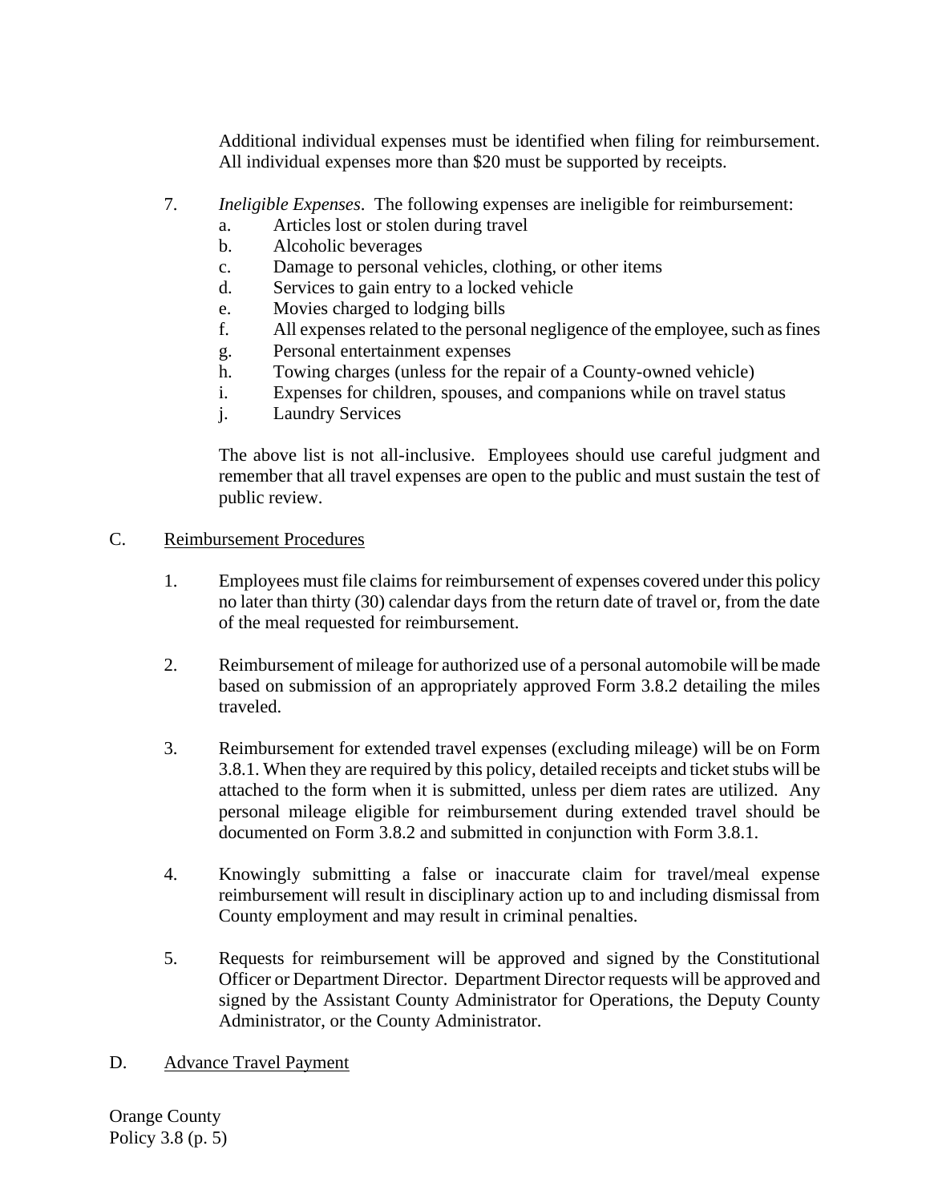Additional individual expenses must be identified when filing for reimbursement. All individual expenses more than $20 must be supported by receipts.

7. *Ineligible Expenses*. The following expenses are ineligible for reimbursement:
   a. Articles lost or stolen during travel
   b. Alcoholic beverages
   c. Damage to personal vehicles, clothing, or other items
   d. Services to gain entry to a locked vehicle
   e. Movies charged to lodging bills
   f. All expenses related to the personal negligence of the employee, such as fines
   g. Personal entertainment expenses
   h. Towing charges (unless for the repair of a County-owned vehicle)
   i. Expenses for children, spouses, and companions while on travel status
   j. Laundry Services

   The above list is not all-inclusive. Employees should use careful judgment and remember that all travel expenses are open to the public and must sustain the test of public review.

C. <u>Reimbursement Procedures</u>

1. Employees must file claims for reimbursement of expenses covered under this policy no later than thirty (30) calendar days from the return date of travel or, from the date of the meal requested for reimbursement.

2. Reimbursement of mileage for authorized use of a personal automobile will be made based on submission of an appropriately approved Form 3.8.2 detailing the miles traveled.

3. Reimbursement for extended travel expenses (excluding mileage) will be on Form 3.8.1. When they are required by this policy, detailed receipts and ticket stubs will be attached to the form when it is submitted, unless per diem rates are utilized. Any personal mileage eligible for reimbursement during extended travel should be documented on Form 3.8.2 and submitted in conjunction with Form 3.8.1.

4. Knowingly submitting a false or inaccurate claim for travel/meal expense reimbursement will result in disciplinary action up to and including dismissal from County employment and may result in criminal penalties.

5. Requests for reimbursement will be approved and signed by the Constitutional Officer or Department Director. Department Director requests will be approved and signed by the Assistant County Administrator for Operations, the Deputy County Administrator, or the County Administrator.

D. <u>Advance Travel Payment</u>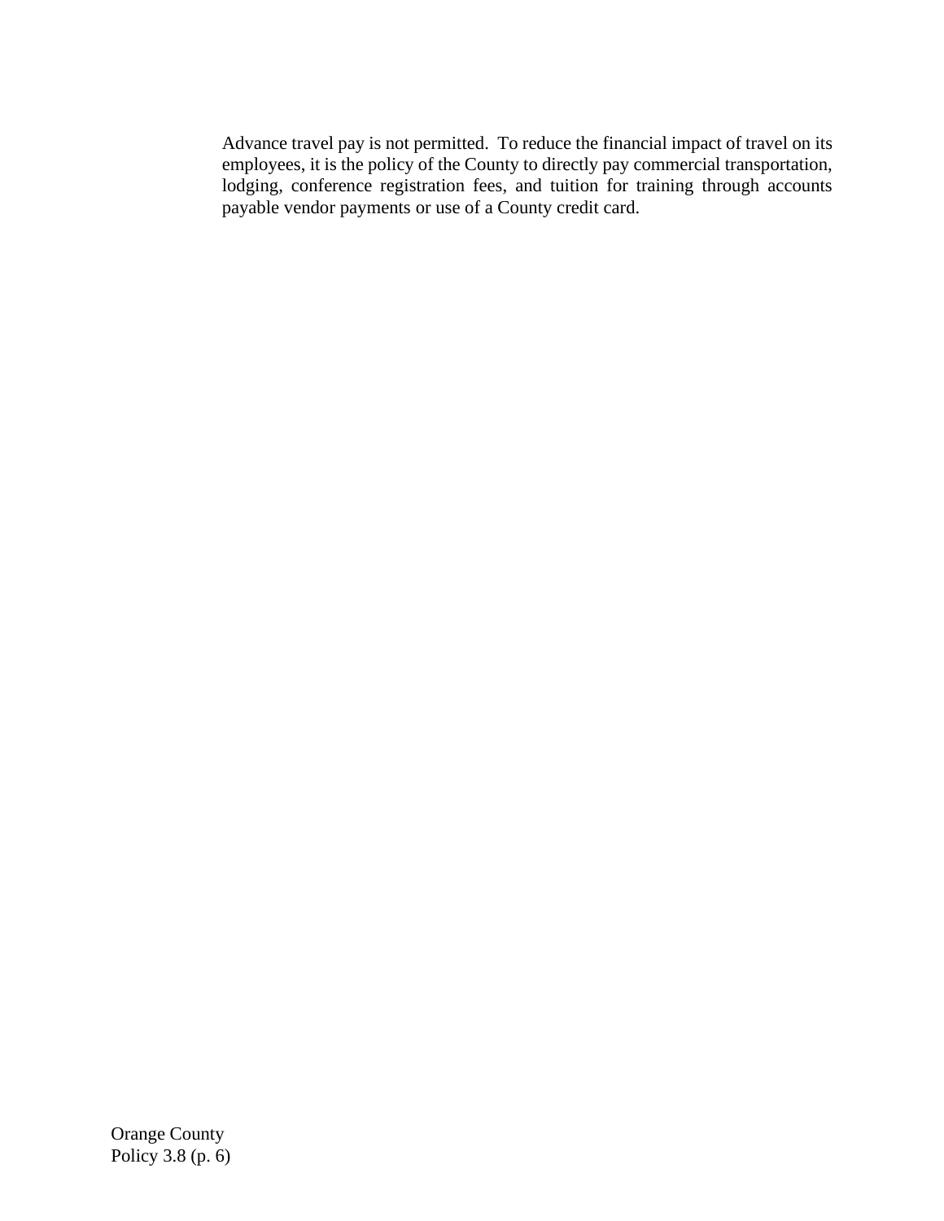Advance travel pay is not permitted. To reduce the financial impact of travel on its employees, it is the policy of the County to directly pay commercial transportation, lodging, conference registration fees, and tuition for training through accounts payable vendor payments or use of a County credit card.